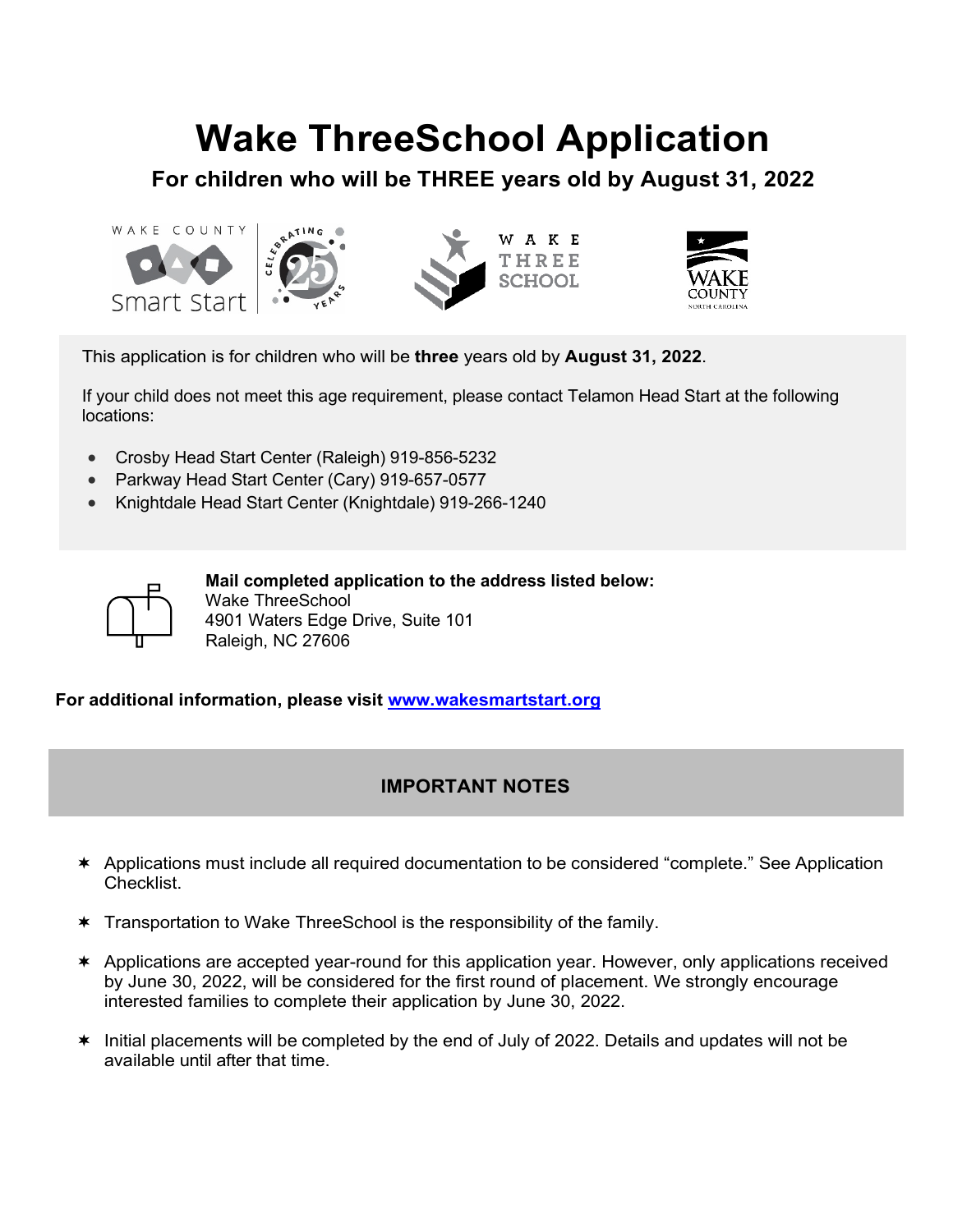# Wake ThreeSchool Application

## For children who will be THREE years old by August 31, 2022

This application is for children who will be **three** years old by **August 31, 2022**.

If your child does not meet this age requirement, please contact Telamon Head Start at the following locations:

- Crosby Head Start Center (Raleigh) 919-856-5232
- Parkway Head Start Center (Cary) 919-657-0577
- Knightdale Head Start Center (Knightdale) 919-266-1240

**Mail completed application to the address listed below:**
Wake ThreeSchool
4901 Waters Edge Drive, Suite 101
Raleigh, NC 27606

**For additional information, please visit [www.wakesmartstart.org](http://www.wakesmartstart.org)**

### IMPORTANT NOTES

- Applications must include all required documentation to be considered "complete." See Application Checklist.
- Transportation to Wake ThreeSchool is the responsibility of the family.
- Applications are accepted year-round for this application year. However, only applications received by June 30, 2022, will be considered for the first round of placement. We strongly encourage interested families to complete their application by June 30, 2022.
- Initial placements will be completed by the end of July of 2022. Details and updates will not be available until after that time.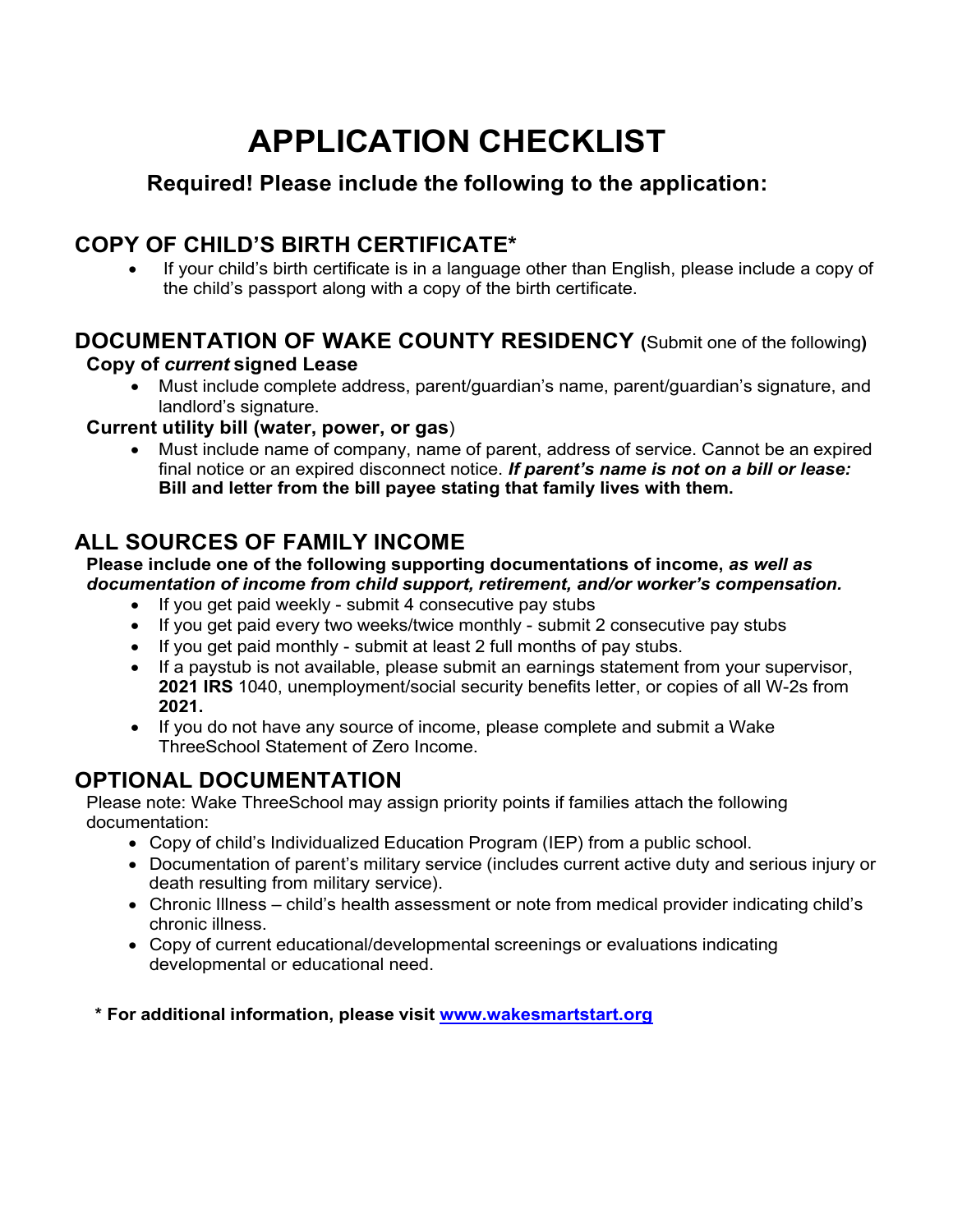# APPLICATION CHECKLIST

### Required! Please include the following to the application:

## COPY OF CHILD'S BIRTH CERTIFICATE*

- If your child's birth certificate is in a language other than English, please include a copy of the child's passport along with a copy of the birth certificate.

## DOCUMENTATION OF WAKE COUNTY RESIDENCY (Submit one of the following)

**Copy of *current* signed Lease**

- Must include complete address, parent/guardian's name, parent/guardian's signature, and landlord's signature.

**Current utility bill (water, power, or gas**)

- Must include name of company, name of parent, address of service. Cannot be an expired final notice or an expired disconnect notice. ***If parent's name is not on a bill or lease:*** **Bill and letter from the bill payee stating that family lives with them.**

## ALL SOURCES OF FAMILY INCOME

**Please include one of the following supporting documentations of income, *as well as documentation of income from child support, retirement, and/or worker's compensation.***

- If you get paid weekly - submit 4 consecutive pay stubs
- If you get paid every two weeks/twice monthly - submit 2 consecutive pay stubs
- If you get paid monthly - submit at least 2 full months of pay stubs.
- If a paystub is not available, please submit an earnings statement from your supervisor, **2021 IRS** 1040, unemployment/social security benefits letter, or copies of all W-2s from **2021.**
- If you do not have any source of income, please complete and submit a Wake ThreeSchool Statement of Zero Income.

## OPTIONAL DOCUMENTATION

Please note: Wake ThreeSchool may assign priority points if families attach the following documentation:

- Copy of child's Individualized Education Program (IEP) from a public school.
- Documentation of parent's military service (includes current active duty and serious injury or death resulting from military service).
- Chronic Illness – child's health assessment or note from medical provider indicating child's chronic illness.
- Copy of current educational/developmental screenings or evaluations indicating developmental or educational need.

**\* For additional information, please visit [www.wakesmartstart.org](http://www.wakesmartstart.org)**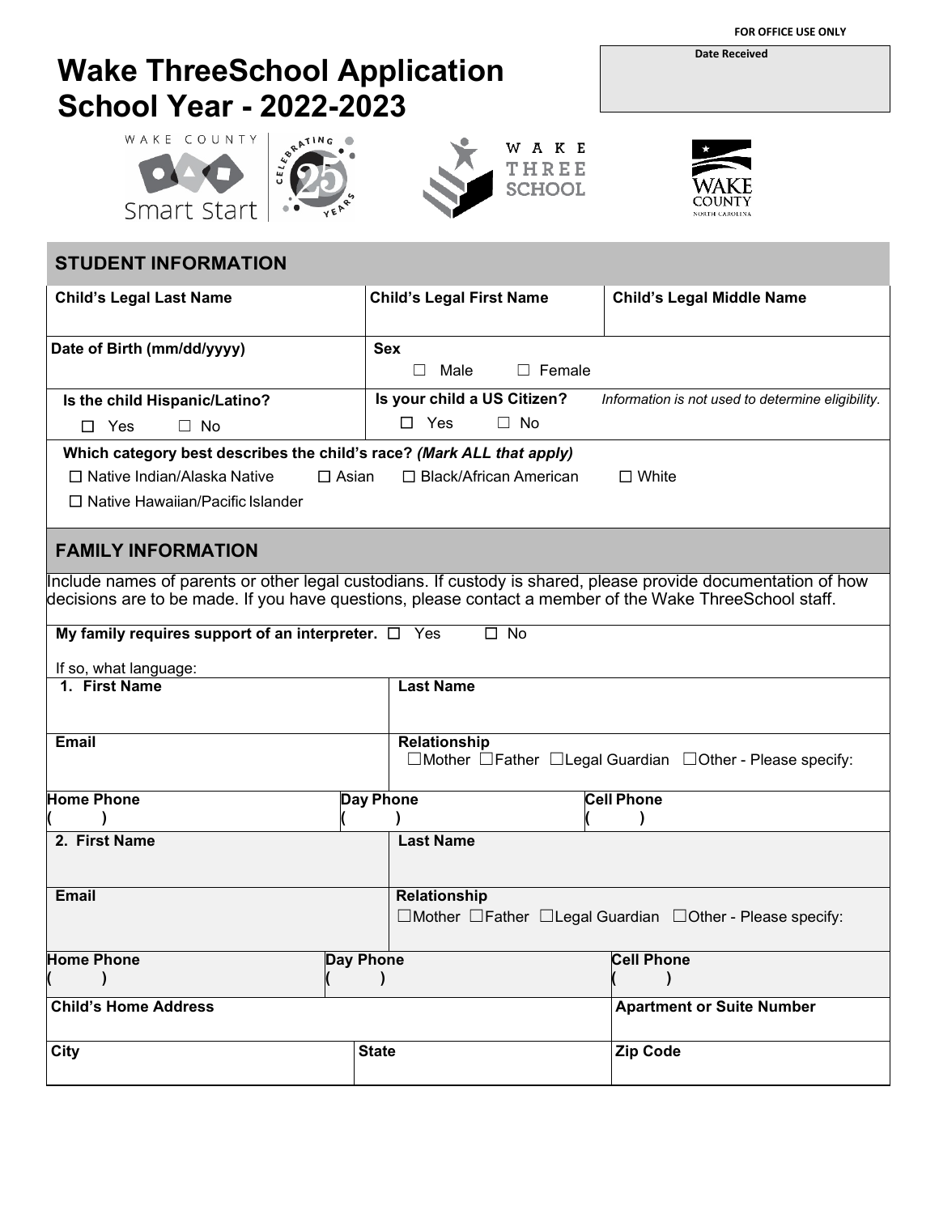FOR OFFICE USE ONLY

| Date Received |
|---|
| |

# Wake ThreeSchool Application School Year - 2022-2023

WAKE COUNTY Smart Start | CELEBRATING 25 YEARS | WAKE THREE SCHOOL | WAKE COUNTY NORTH CAROLINA

## STUDENT INFORMATION

| Child's Legal Last Name | Child's Legal First Name | Child's Legal Middle Name |
|---|---|---|
| | | |

| Date of Birth (mm/dd/yyyy) | Sex ☐ Male ☐ Female |
|---|---|
| **Is the child Hispanic/Latino?** ☐ Yes ☐ No | **Is your child a US Citizen?** ☐ Yes ☐ No *Information is not used to determine eligibility.* |

**Which category best describes the child's race?** ***(Mark ALL that apply)***

☐ Native Indian/Alaska Native ☐ Asian ☐ Black/African American ☐ White

☐ Native Hawaiian/Pacific Islander

## FAMILY INFORMATION

Include names of parents or other legal custodians. If custody is shared, please provide documentation of how decisions are to be made. If you have questions, please contact a member of the Wake ThreeSchool staff.

**My family requires support of an interpreter.** ☐ Yes ☐ No

If so, what language:

| 1. First Name | Last Name | |
|---|---|---|
| **Email** | **Relationship** ☐Mother ☐Father ☐Legal Guardian ☐Other - Please specify: | |
| **Home Phone** ( ) | **Day Phone** ( ) | **Cell Phone** ( ) |

| 2. First Name | Last Name | |
|---|---|---|
| **Email** | **Relationship** ☐Mother ☐Father ☐Legal Guardian ☐Other - Please specify: | |
| **Home Phone** ( ) | **Day Phone** ( ) | **Cell Phone** ( ) |

| Child's Home Address | | Apartment or Suite Number |
|---|---|---|
| **City** | **State** | **Zip Code** |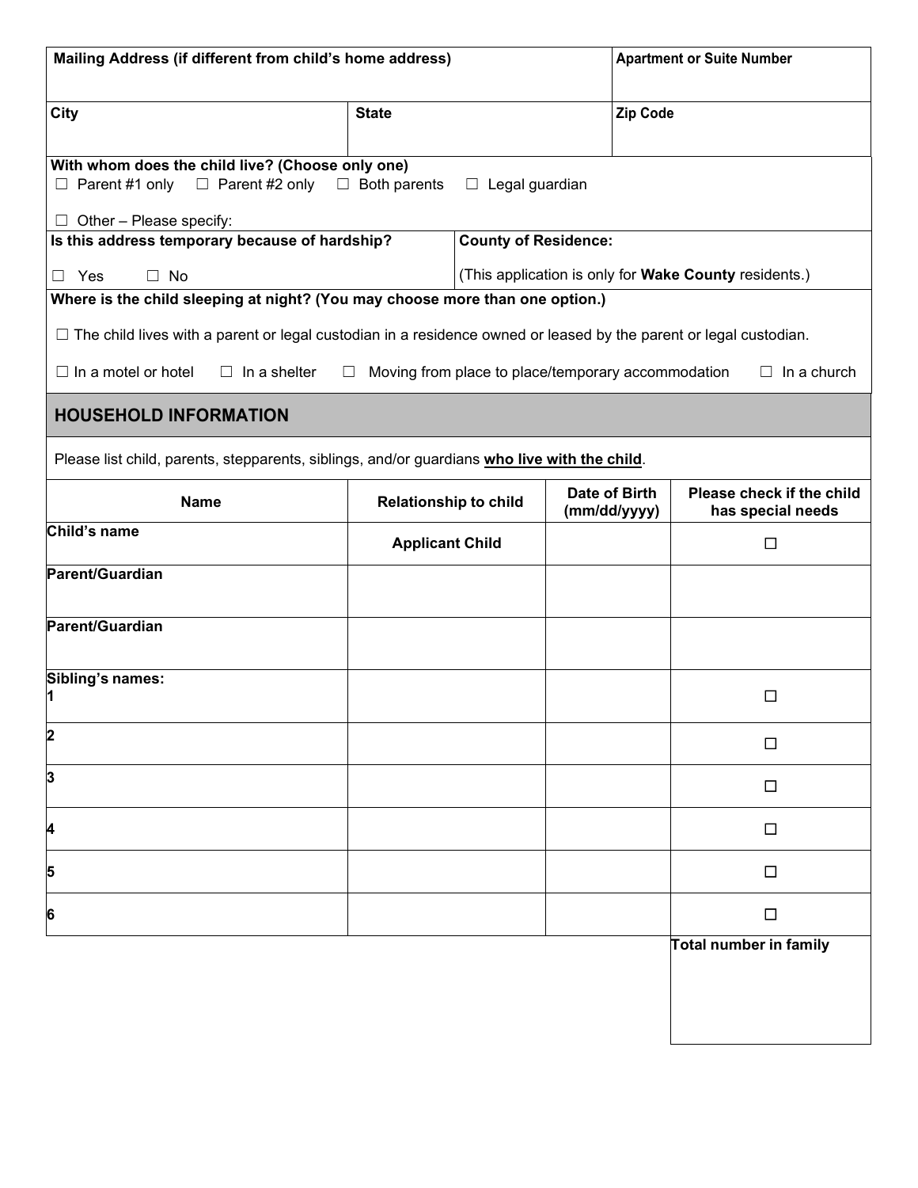| Mailing Address (if different from child's home address) | Apartment or Suite Number |
| --- | --- |
| | |

| City | State | Zip Code |
| --- | --- | --- |
| | | |

**With whom does the child live? (Choose only one)**

☐ Parent #1 only ☐ Parent #2 only ☐ Both parents ☐ Legal guardian

☐ Other – Please specify:

| Is this address temporary because of hardship? | County of Residence: |
| --- | --- |
| ☐ Yes ☐ No | (This application is only for **Wake County** residents.) |

**Where is the child sleeping at night? (You may choose more than one option.)**

☐ The child lives with a parent or legal custodian in a residence owned or leased by the parent or legal custodian.

☐ In a motel or hotel ☐ In a shelter ☐ Moving from place to place/temporary accommodation ☐ In a church

## HOUSEHOLD INFORMATION

Please list child, parents, stepparents, siblings, and/or guardians **who live with the child**.

| Name | Relationship to child | Date of Birth (mm/dd/yyyy) | Please check if the child has special needs |
| --- | --- | --- | --- |
| **Child's name** | **Applicant Child** | | ☐ |
| **Parent/Guardian** | | | |
| **Parent/Guardian** | | | |
| **Sibling's names:** 1 | | | ☐ |
| 2 | | | ☐ |
| 3 | | | ☐ |
| 4 | | | ☐ |
| 5 | | | ☐ |
| 6 | | | ☐ |
| | | | **Total number in family** |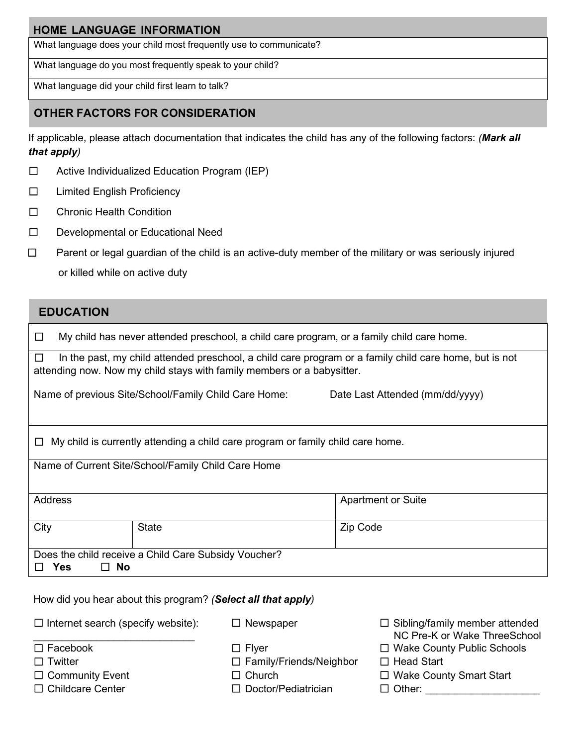## HOME LANGUAGE INFORMATION

| What language does your child most frequently use to communicate? |
|---|
| What language do you most frequently speak to your child? |
| What language did your child first learn to talk? |

## OTHER FACTORS FOR CONSIDERATION

If applicable, please attach documentation that indicates the child has any of the following factors: *(**Mark all that apply**)*

- ☐ Active Individualized Education Program (IEP)
- ☐ Limited English Proficiency
- ☐ Chronic Health Condition
- ☐ Developmental or Educational Need
- ☐ Parent or legal guardian of the child is an active-duty member of the military or was seriously injured or killed while on active duty

## EDUCATION

| | | | |
|---|---|---|---|
| ☐ My child has never attended preschool, a child care program, or a family child care home. | | | |
| ☐ In the past, my child attended preschool, a child care program or a family child care home, but is not attending now. Now my child stays with family members or a babysitter.<br>Name of previous Site/School/Family Child Care Home: Date Last Attended (mm/dd/yyyy) | | | |
| ☐ My child is currently attending a child care program or family child care home. | | | |
| Name of Current Site/School/Family Child Care Home | | | |
| Address | | Apartment or Suite | |
| City | State | Zip Code | |
| Does the child receive a Child Care Subsidy Voucher?<br>☐ **Yes** ☐ **No** | | | |

How did you hear about this program? *(**Select all that apply**)*

- ☐ Internet search (specify website): ___________________________
- ☐ Facebook
- ☐ Twitter
- ☐ Community Event
- ☐ Childcare Center
- ☐ Newspaper
- ☐ Flyer
- ☐ Family/Friends/Neighbor
- ☐ Church
- ☐ Doctor/Pediatrician
- ☐ Sibling/family member attended NC Pre-K or Wake ThreeSchool
- ☐ Wake County Public Schools
- ☐ Head Start
- ☐ Wake County Smart Start
- ☐ Other: ____________________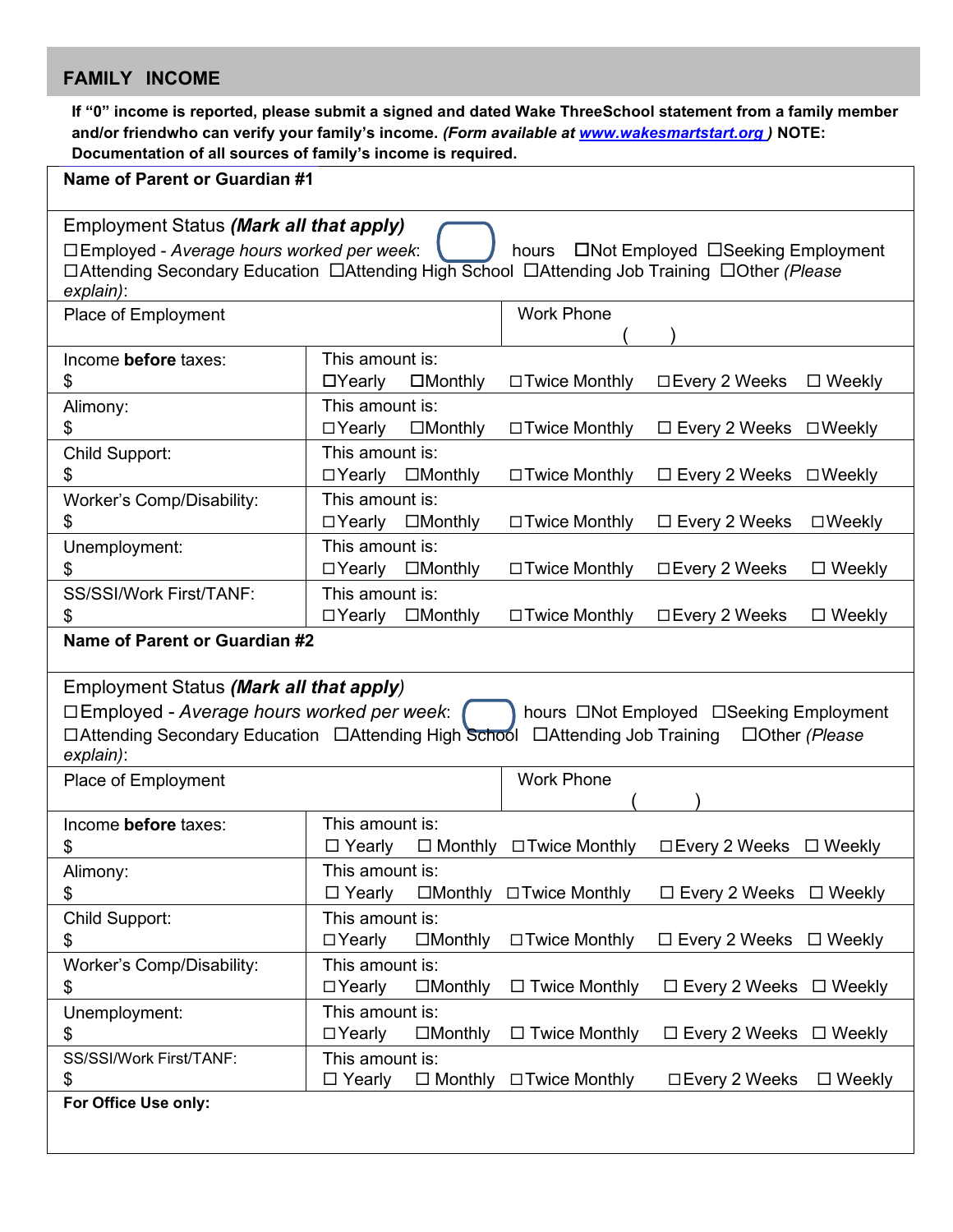## FAMILY INCOME

**If "0" income is reported, please submit a signed and dated Wake ThreeSchool statement from a family member and/or friendwho can verify your family's income. *(Form available at [www.wakesmartstart.org](http://www.wakesmartstart.org) )* NOTE: Documentation of all sources of family's income is required.**

| **Name of Parent or Guardian #1** | | |
|---|---|---|
| Employment Status ***(Mark all that apply)*** ☐Employed - *Average hours worked per week*: ____ hours ☐Not Employed ☐Seeking Employment ☐Attending Secondary Education ☐Attending High School ☐Attending Job Training ☐Other *(Please explain)*: | | |
| Place of Employment | | Work Phone ( ) |
| Income **before** taxes: $ | This amount is: ☐Yearly ☐Monthly ☐Twice Monthly ☐Every 2 Weeks ☐ Weekly | |
| Alimony: $ | This amount is: ☐Yearly ☐Monthly ☐Twice Monthly ☐ Every 2 Weeks ☐Weekly | |
| Child Support: $ | This amount is: ☐Yearly ☐Monthly ☐Twice Monthly ☐ Every 2 Weeks ☐Weekly | |
| Worker's Comp/Disability: $ | This amount is: ☐Yearly ☐Monthly ☐Twice Monthly ☐ Every 2 Weeks ☐Weekly | |
| Unemployment: $ | This amount is: ☐Yearly ☐Monthly ☐Twice Monthly ☐Every 2 Weeks ☐ Weekly | |
| SS/SSI/Work First/TANF: $ | This amount is: ☐Yearly ☐Monthly ☐Twice Monthly ☐Every 2 Weeks ☐ Weekly | |
| **Name of Parent or Guardian #2** | | |
| Employment Status ***(Mark all that apply)*** ☐Employed - *Average hours worked per week*: ____ hours ☐Not Employed ☐Seeking Employment ☐Attending Secondary Education ☐Attending High School ☐Attending Job Training ☐Other *(Please explain)*: | | |
| Place of Employment | | Work Phone ( ) |
| Income **before** taxes: $ | This amount is: ☐ Yearly ☐ Monthly ☐Twice Monthly ☐Every 2 Weeks ☐ Weekly | |
| Alimony: $ | This amount is: ☐ Yearly ☐Monthly ☐Twice Monthly ☐ Every 2 Weeks ☐ Weekly | |
| Child Support: $ | This amount is: ☐Yearly ☐Monthly ☐Twice Monthly ☐ Every 2 Weeks ☐ Weekly | |
| Worker's Comp/Disability: $ | This amount is: ☐Yearly ☐Monthly ☐ Twice Monthly ☐ Every 2 Weeks ☐ Weekly | |
| Unemployment: $ | This amount is: ☐Yearly ☐Monthly ☐ Twice Monthly ☐ Every 2 Weeks ☐ Weekly | |
| SS/SSI/Work First/TANF: $ | This amount is: ☐ Yearly ☐ Monthly ☐Twice Monthly ☐Every 2 Weeks ☐ Weekly | |
| **For Office Use only:** | | |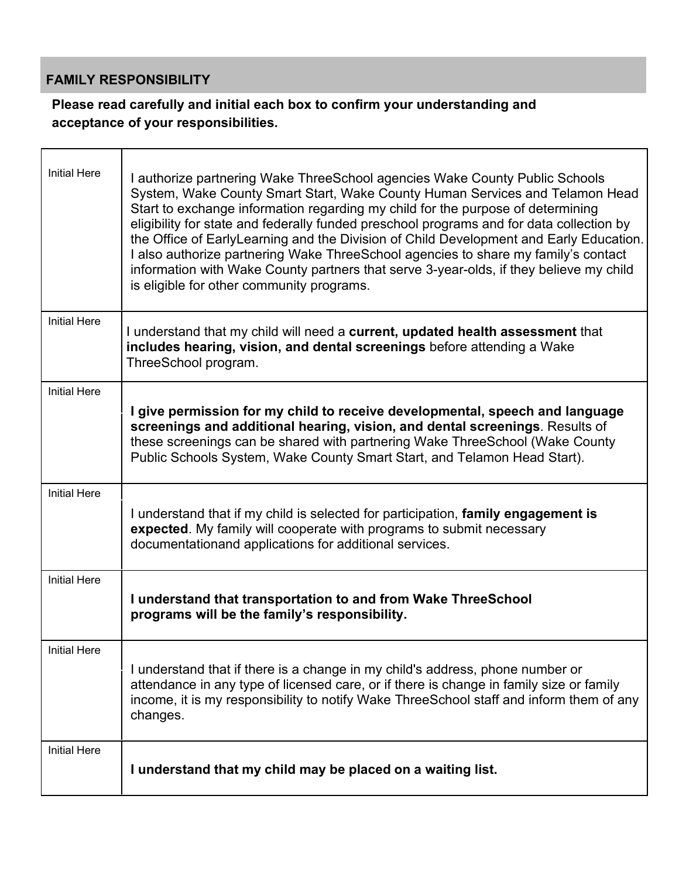## FAMILY RESPONSIBILITY

**Please read carefully and initial each box to confirm your understanding and acceptance of your responsibilities.**

| Initial Here | |
|---|---|
| Initial Here | I authorize partnering Wake ThreeSchool agencies Wake County Public Schools System, Wake County Smart Start, Wake County Human Services and Telamon Head Start to exchange information regarding my child for the purpose of determining eligibility for state and federally funded preschool programs and for data collection by the Office of EarlyLearning and the Division of Child Development and Early Education. I also authorize partnering Wake ThreeSchool agencies to share my family's contact information with Wake County partners that serve 3-year-olds, if they believe my child is eligible for other community programs. |
| Initial Here | I understand that my child will need a **current, updated health assessment** that **includes hearing, vision, and dental screenings** before attending a Wake ThreeSchool program. |
| Initial Here | **I give permission for my child to receive developmental, speech and language screenings and additional hearing, vision, and dental screenings**. Results of these screenings can be shared with partnering Wake ThreeSchool (Wake County Public Schools System, Wake County Smart Start, and Telamon Head Start). |
| Initial Here | I understand that if my child is selected for participation, **family engagement is expected**. My family will cooperate with programs to submit necessary documentationand applications for additional services. |
| Initial Here | **I understand that transportation to and from Wake ThreeSchool programs will be the family's responsibility.** |
| Initial Here | I understand that if there is a change in my child's address, phone number or attendance in any type of licensed care, or if there is change in family size or family income, it is my responsibility to notify Wake ThreeSchool staff and inform them of any changes. |
| Initial Here | **I understand that my child may be placed on a waiting list.** |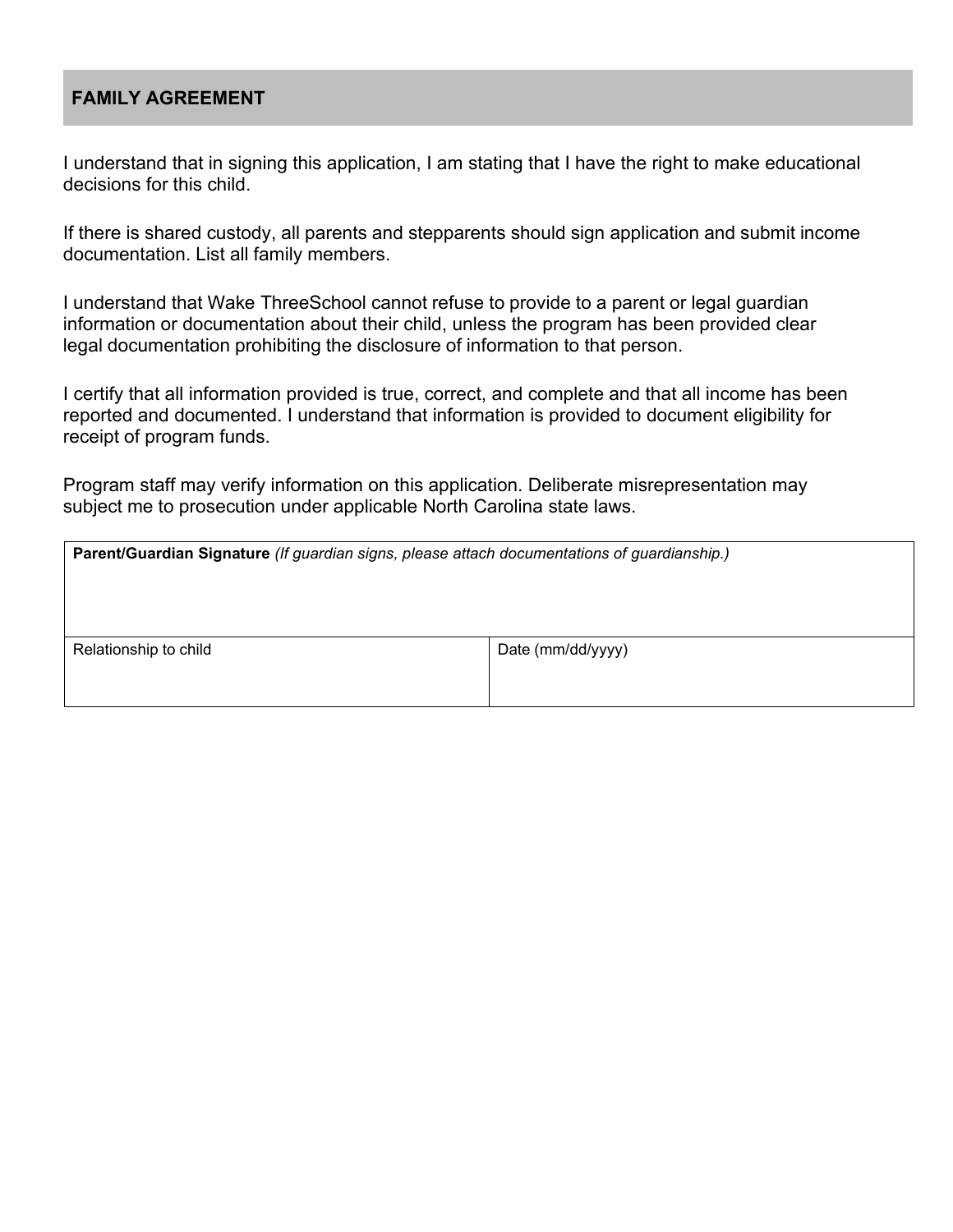## FAMILY AGREEMENT

I understand that in signing this application, I am stating that I have the right to make educational decisions for this child.

If there is shared custody, all parents and stepparents should sign application and submit income documentation. List all family members.

I understand that Wake ThreeSchool cannot refuse to provide to a parent or legal guardian information or documentation about their child, unless the program has been provided clear legal documentation prohibiting the disclosure of information to that person.

I certify that all information provided is true, correct, and complete and that all income has been reported and documented. I understand that information is provided to document eligibility for receipt of program funds.

Program staff may verify information on this application. Deliberate misrepresentation may subject me to prosecution under applicable North Carolina state laws.

| | |
|---|---|
| **Parent/Guardian Signature** *(If guardian signs, please attach documentations of guardianship.)* | |
| Relationship to child | Date (mm/dd/yyyy) |